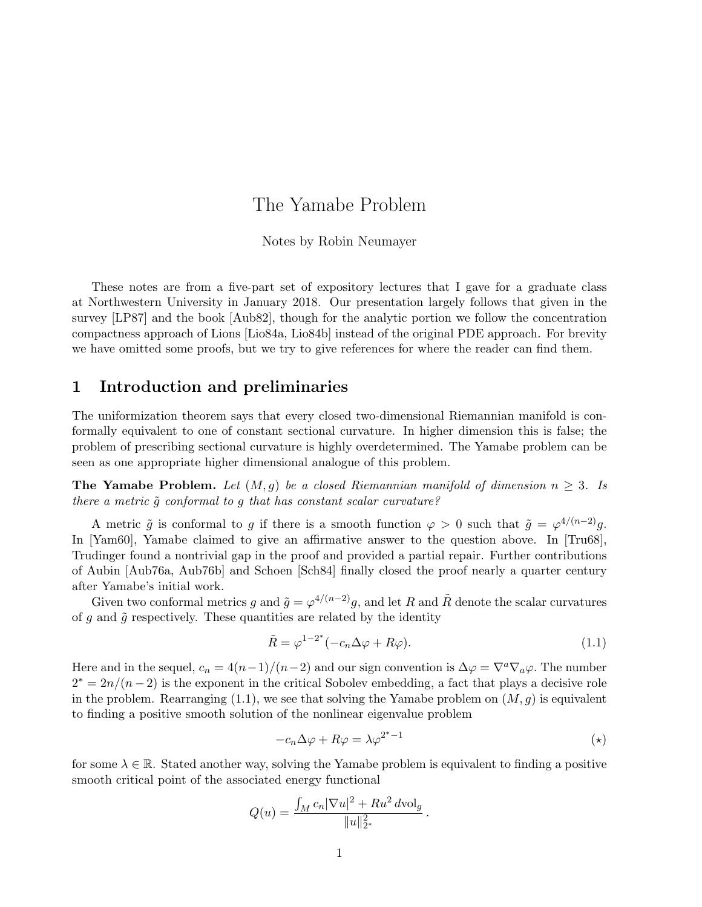# The Yamabe Problem

Notes by Robin Neumayer

These notes are from a five-part set of expository lectures that I gave for a graduate class at Northwestern University in January 2018. Our presentation largely follows that given in the survey [LP87] and the book [Aub82], though for the analytic portion we follow the concentration compactness approach of Lions [Lio84a, Lio84b] instead of the original PDE approach. For brevity we have omitted some proofs, but we try to give references for where the reader can find them.

## 1 Introduction and preliminaries

The uniformization theorem says that every closed two-dimensional Riemannian manifold is conformally equivalent to one of constant sectional curvature. In higher dimension this is false; the problem of prescribing sectional curvature is highly overdetermined. The Yamabe problem can be seen as one appropriate higher dimensional analogue of this problem.

**The Yamabe Problem.** *Let $(M, g)$ be a closed Riemannian manifold of dimension $n \geq 3$. Is there a metric $\tilde{g}$ conformal to $g$ that has constant scalar curvature?*

A metric $\tilde{g}$ is conformal to $g$ if there is a smooth function $\varphi > 0$ such that $\tilde{g} = \varphi^{4/(n-2)}g$. In [Yam60], Yamabe claimed to give an affirmative answer to the question above. In [Tru68], Trudinger found a nontrivial gap in the proof and provided a partial repair. Further contributions of Aubin [Aub76a, Aub76b] and Schoen [Sch84] finally closed the proof nearly a quarter century after Yamabe's initial work.

Given two conformal metrics $g$ and $\tilde{g} = \varphi^{4/(n-2)}g$, and let $R$ and $\tilde{R}$ denote the scalar curvatures of $g$ and $\tilde{g}$ respectively. These quantities are related by the identity

$$\tilde{R} = \varphi^{1-2^*}(-c_n\Delta\varphi + R\varphi). \tag{1.1}$$

Here and in the sequel, $c_n = 4(n-1)/(n-2)$ and our sign convention is $\Delta\varphi = \nabla^a\nabla_a\varphi$. The number $2^* = 2n/(n-2)$ is the exponent in the critical Sobolev embedding, a fact that plays a decisive role in the problem. Rearranging (1.1), we see that solving the Yamabe problem on $(M, g)$ is equivalent to finding a positive smooth solution of the nonlinear eigenvalue problem

$$-c_n\Delta\varphi + R\varphi = \lambda\varphi^{2^*-1} \tag{$\star$}$$

for some $\lambda \in \mathbb{R}$. Stated another way, solving the Yamabe problem is equivalent to finding a positive smooth critical point of the associated energy functional

$$Q(u) = \frac{\int_M c_n|\nabla u|^2 + Ru^2 \, d\text{vol}_g}{\|u\|_{2^*}^2}.$$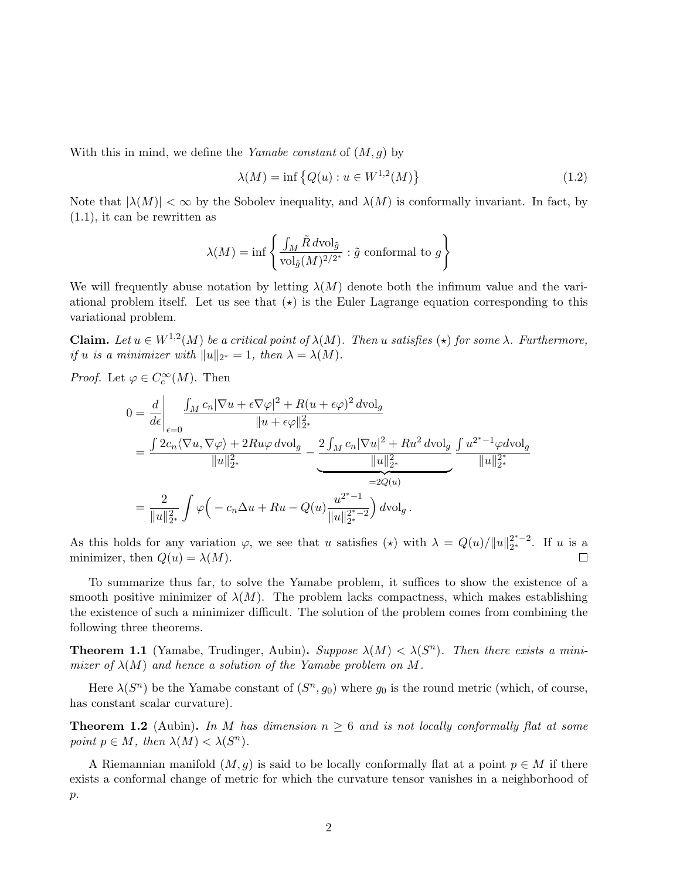With this in mind, we define the *Yamabe constant* of $(M, g)$ by

$$\lambda(M) = \inf \left\{ Q(u) : u \in W^{1,2}(M) \right\} \tag{1.2}$$

Note that $|\lambda(M)| < \infty$ by the Sobolev inequality, and $\lambda(M)$ is conformally invariant. In fact, by (1.1), it can be rewritten as

$$\lambda(M) = \inf \left\{ \frac{\int_M \tilde{R} \, d\mathrm{vol}_{\tilde{g}}}{\mathrm{vol}_{\tilde{g}}(M)^{2/2^*}} : \tilde{g} \text{ conformal to } g \right\}$$

We will frequently abuse notation by letting $\lambda(M)$ denote both the infimum value and the variational problem itself. Let us see that $(\star)$ is the Euler Lagrange equation corresponding to this variational problem.

**Claim.** *Let $u \in W^{1,2}(M)$ be a critical point of $\lambda(M)$. Then $u$ satisfies $(\star)$ for some $\lambda$. Furthermore, if $u$ is a minimizer with $\|u\|_{2^*} = 1$, then $\lambda = \lambda(M)$.*

*Proof.* Let $\varphi \in C_c^\infty(M)$. Then

$$\begin{aligned}
0 &= \frac{d}{d\epsilon}\bigg|_{\epsilon=0} \frac{\int_M c_n |\nabla u + \epsilon \nabla \varphi|^2 + R(u + \epsilon\varphi)^2 \, d\mathrm{vol}_g}{\|u + \epsilon\varphi\|_{2^*}^2} \\
&= \frac{\int 2c_n \langle \nabla u, \nabla \varphi \rangle + 2Ru\varphi \, d\mathrm{vol}_g}{\|u\|_{2^*}^2} - \underbrace{\frac{2\int_M c_n |\nabla u|^2 + Ru^2 \, d\mathrm{vol}_g}{\|u\|_{2^*}^2}}_{=2Q(u)} \frac{\int u^{2^*-1}\varphi d\mathrm{vol}_g}{\|u\|_{2^*}^{2^*}} \\
&= \frac{2}{\|u\|_{2^*}^2} \int \varphi \Big( -c_n \Delta u + Ru - Q(u) \frac{u^{2^*-1}}{\|u\|_{2^*}^{2^*-2}} \Big) \, d\mathrm{vol}_g \,.
\end{aligned}$$

As this holds for any variation $\varphi$, we see that $u$ satisfies $(\star)$ with $\lambda = Q(u)/\|u\|_{2^*}^{2^*-2}$. If $u$ is a minimizer, then $Q(u) = \lambda(M)$. □

To summarize thus far, to solve the Yamabe problem, it suffices to show the existence of a smooth positive minimizer of $\lambda(M)$. The problem lacks compactness, which makes establishing the existence of such a minimizer difficult. The solution of the problem comes from combining the following three theorems.

**Theorem 1.1** (Yamabe, Trudinger, Aubin)**.** *Suppose $\lambda(M) < \lambda(S^n)$. Then there exists a minimizer of $\lambda(M)$ and hence a solution of the Yamabe problem on $M$.*

Here $\lambda(S^n)$ be the Yamabe constant of $(S^n, g_0)$ where $g_0$ is the round metric (which, of course, has constant scalar curvature).

**Theorem 1.2** (Aubin)**.** *In $M$ has dimension $n \geq 6$ and is not locally conformally flat at some point $p \in M$, then $\lambda(M) < \lambda(S^n)$.*

A Riemannian manifold $(M, g)$ is said to be locally conformally flat at a point $p \in M$ if there exists a conformal change of metric for which the curvature tensor vanishes in a neighborhood of $p$.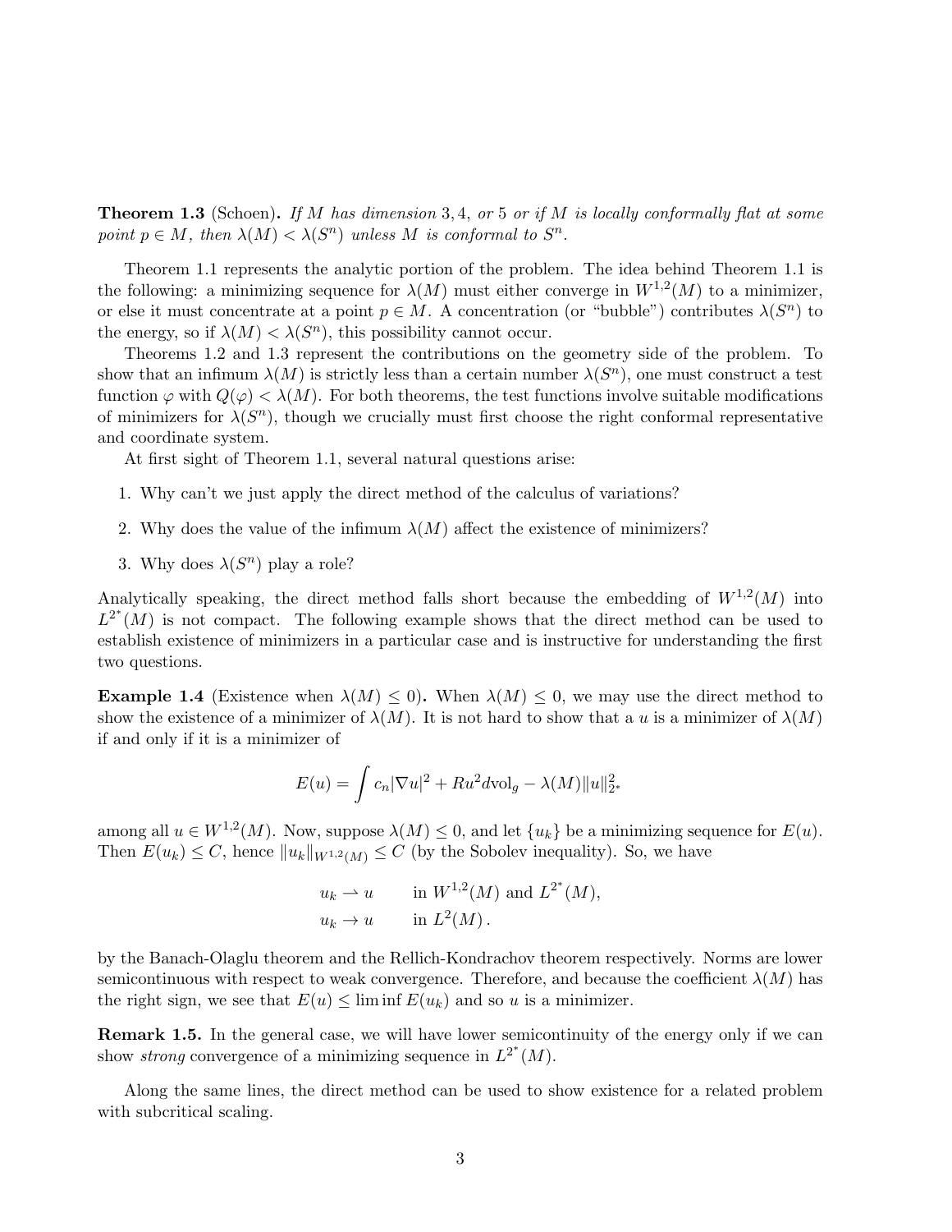**Theorem 1.3** (Schoen)**.** *If $M$ has dimension $3, 4,$ or $5$ or if $M$ is locally conformally flat at some point $p \in M$, then $\lambda(M) < \lambda(S^n)$ unless $M$ is conformal to $S^n$.*

Theorem 1.1 represents the analytic portion of the problem. The idea behind Theorem 1.1 is the following: a minimizing sequence for $\lambda(M)$ must either converge in $W^{1,2}(M)$ to a minimizer, or else it must concentrate at a point $p \in M$. A concentration (or "bubble") contributes $\lambda(S^n)$ to the energy, so if $\lambda(M) < \lambda(S^n)$, this possibility cannot occur.

Theorems 1.2 and 1.3 represent the contributions on the geometry side of the problem. To show that an infimum $\lambda(M)$ is strictly less than a certain number $\lambda(S^n)$, one must construct a test function $\varphi$ with $Q(\varphi) < \lambda(M)$. For both theorems, the test functions involve suitable modifications of minimizers for $\lambda(S^n)$, though we crucially must first choose the right conformal representative and coordinate system.

At first sight of Theorem 1.1, several natural questions arise:

1. Why can't we just apply the direct method of the calculus of variations?
2. Why does the value of the infimum $\lambda(M)$ affect the existence of minimizers?
3. Why does $\lambda(S^n)$ play a role?

Analytically speaking, the direct method falls short because the embedding of $W^{1,2}(M)$ into $L^{2^*}(M)$ is not compact. The following example shows that the direct method can be used to establish existence of minimizers in a particular case and is instructive for understanding the first two questions.

**Example 1.4** (Existence when $\lambda(M) \leq 0$)**.** When $\lambda(M) \leq 0$, we may use the direct method to show the existence of a minimizer of $\lambda(M)$. It is not hard to show that a $u$ is a minimizer of $\lambda(M)$ if and only if it is a minimizer of

$$E(u) = \int c_n |\nabla u|^2 + Ru^2 d\text{vol}_g - \lambda(M) \|u\|_{2^*}^2$$

among all $u \in W^{1,2}(M)$. Now, suppose $\lambda(M) \leq 0$, and let $\{u_k\}$ be a minimizing sequence for $E(u)$. Then $E(u_k) \leq C$, hence $\|u_k\|_{W^{1,2}(M)} \leq C$ (by the Sobolev inequality). So, we have

$$\begin{aligned} u_k &\rightharpoonup u \qquad \text{in } W^{1,2}(M) \text{ and } L^{2^*}(M), \\ u_k &\to u \qquad \text{in } L^2(M)\,. \end{aligned}$$

by the Banach-Olaglu theorem and the Rellich-Kondrachov theorem respectively. Norms are lower semicontinuous with respect to weak convergence. Therefore, and because the coefficient $\lambda(M)$ has the right sign, we see that $E(u) \leq \liminf E(u_k)$ and so $u$ is a minimizer.

**Remark 1.5.** In the general case, we will have lower semicontinuity of the energy only if we can show *strong* convergence of a minimizing sequence in $L^{2^*}(M)$.

Along the same lines, the direct method can be used to show existence for a related problem with subcritical scaling.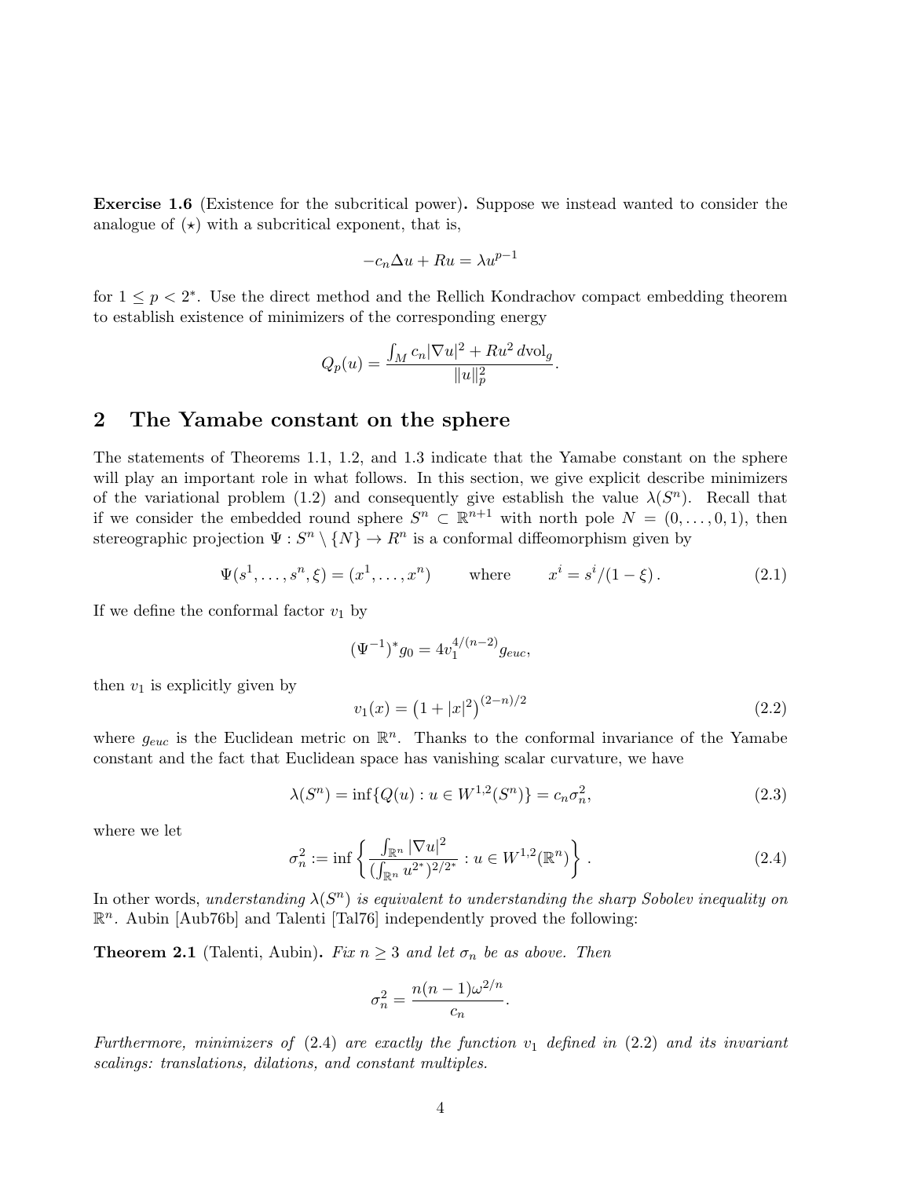**Exercise 1.6** (Existence for the subcritical power)**.** Suppose we instead wanted to consider the analogue of $(\star)$ with a subcritical exponent, that is,

$$-c_n\Delta u + Ru = \lambda u^{p-1}$$

for $1 \leq p < 2^*$. Use the direct method and the Rellich Kondrachov compact embedding theorem to establish existence of minimizers of the corresponding energy

$$Q_p(u) = \frac{\int_M c_n|\nabla u|^2 + Ru^2 \, d\text{vol}_g}{\|u\|_p^2}.$$

## 2 The Yamabe constant on the sphere

The statements of Theorems 1.1, 1.2, and 1.3 indicate that the Yamabe constant on the sphere will play an important role in what follows. In this section, we give explicit describe minimizers of the variational problem (1.2) and consequently give establish the value $\lambda(S^n)$. Recall that if we consider the embedded round sphere $S^n \subset \mathbb{R}^{n+1}$ with north pole $N = (0, \ldots, 0, 1)$, then stereographic projection $\Psi : S^n \setminus \{N\} \to R^n$ is a conformal diffeomorphism given by

$$\Psi(s^1, \ldots, s^n, \xi) = (x^1, \ldots, x^n) \qquad \text{where} \qquad x^i = s^i/(1-\xi)\,. \tag{2.1}$$

If we define the conformal factor $v_1$ by

$$(\Psi^{-1})^* g_0 = 4 v_1^{4/(n-2)} g_{euc},$$

then $v_1$ is explicitly given by

$$v_1(x) = \left(1 + |x|^2\right)^{(2-n)/2} \tag{2.2}$$

where $g_{euc}$ is the Euclidean metric on $\mathbb{R}^n$. Thanks to the conformal invariance of the Yamabe constant and the fact that Euclidean space has vanishing scalar curvature, we have

$$\lambda(S^n) = \inf\{Q(u) : u \in W^{1,2}(S^n)\} = c_n \sigma_n^2, \tag{2.3}$$

where we let

$$\sigma_n^2 := \inf\left\{ \frac{\int_{\mathbb{R}^n} |\nabla u|^2}{(\int_{\mathbb{R}^n} u^{2^*})^{2/2^*}} : u \in W^{1,2}(\mathbb{R}^n)\right\}. \tag{2.4}$$

In other words, *understanding $\lambda(S^n)$ is equivalent to understanding the sharp Sobolev inequality on $\mathbb{R}^n$.* Aubin [Aub76b] and Talenti [Tal76] independently proved the following:

**Theorem 2.1** (Talenti, Aubin)**.** *Fix $n \geq 3$ and let $\sigma_n$ be as above. Then*

$$\sigma_n^2 = \frac{n(n-1)\omega^{2/n}}{c_n}.$$

*Furthermore, minimizers of (2.4) are exactly the function $v_1$ defined in (2.2) and its invariant scalings: translations, dilations, and constant multiples.*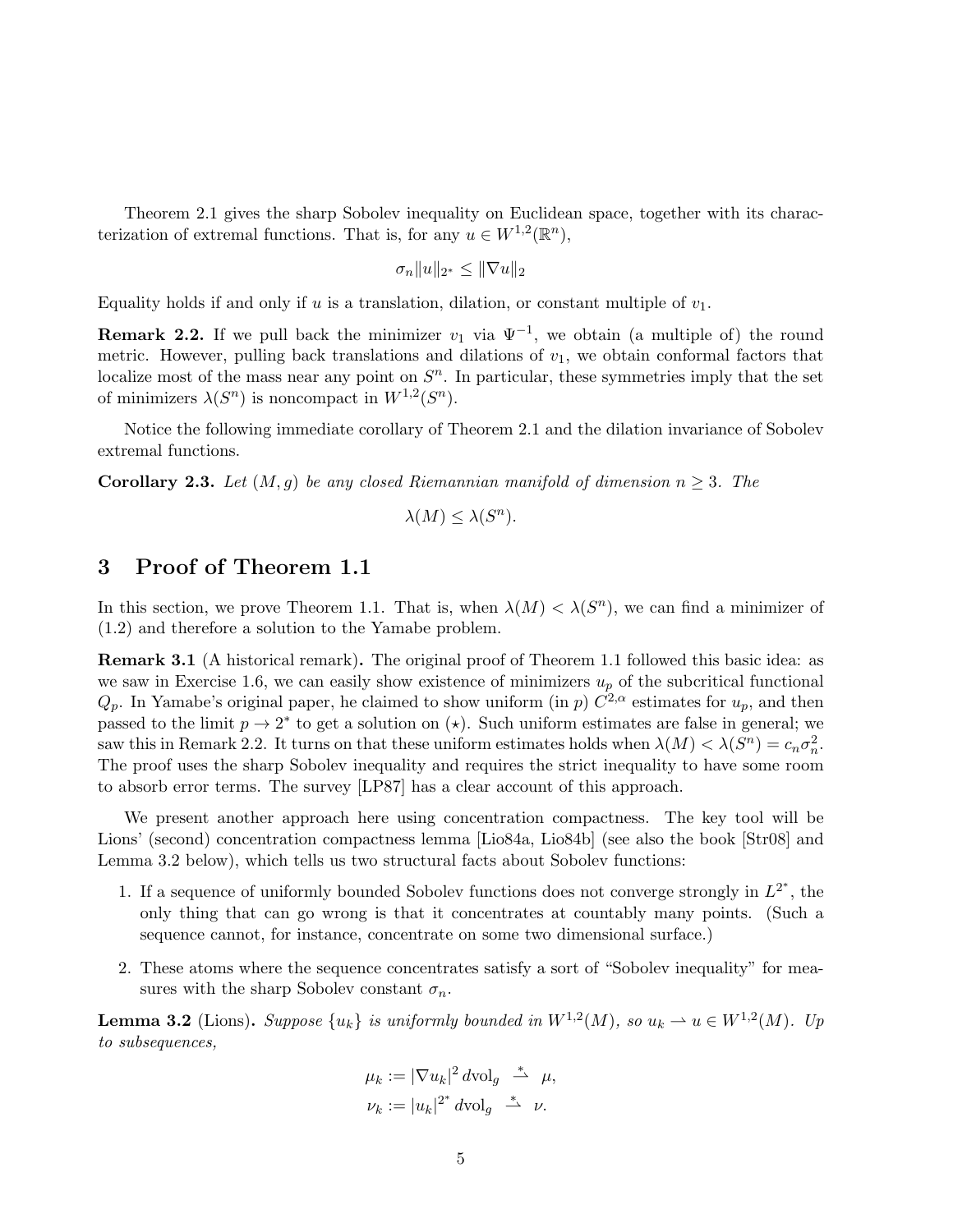Theorem 2.1 gives the sharp Sobolev inequality on Euclidean space, together with its characterization of extremal functions. That is, for any $u \in W^{1,2}(\mathbb{R}^n)$,

$$\sigma_n \|u\|_{2^*} \leq \|\nabla u\|_2$$

Equality holds if and only if $u$ is a translation, dilation, or constant multiple of $v_1$.

**Remark 2.2.** If we pull back the minimizer $v_1$ via $\Psi^{-1}$, we obtain (a multiple of) the round metric. However, pulling back translations and dilations of $v_1$, we obtain conformal factors that localize most of the mass near any point on $S^n$. In particular, these symmetries imply that the set of minimizers $\lambda(S^n)$ is noncompact in $W^{1,2}(S^n)$.

Notice the following immediate corollary of Theorem 2.1 and the dilation invariance of Sobolev extremal functions.

**Corollary 2.3.** *Let $(M, g)$ be any closed Riemannian manifold of dimension $n \geq 3$. The*

$$\lambda(M) \leq \lambda(S^n).$$

# 3 Proof of Theorem 1.1

In this section, we prove Theorem 1.1. That is, when $\lambda(M) < \lambda(S^n)$, we can find a minimizer of (1.2) and therefore a solution to the Yamabe problem.

**Remark 3.1** (A historical remark)**.** The original proof of Theorem 1.1 followed this basic idea: as we saw in Exercise 1.6, we can easily show existence of minimizers $u_p$ of the subcritical functional $Q_p$. In Yamabe's original paper, he claimed to show uniform (in $p$) $C^{2,\alpha}$ estimates for $u_p$, and then passed to the limit $p \to 2^*$ to get a solution on ($\star$). Such uniform estimates are false in general; we saw this in Remark 2.2. It turns on that these uniform estimates holds when $\lambda(M) < \lambda(S^n) = c_n\sigma_n^2$. The proof uses the sharp Sobolev inequality and requires the strict inequality to have some room to absorb error terms. The survey [LP87] has a clear account of this approach.

We present another approach here using concentration compactness. The key tool will be Lions' (second) concentration compactness lemma [Lio84a, Lio84b] (see also the book [Str08] and Lemma 3.2 below), which tells us two structural facts about Sobolev functions:

1. If a sequence of uniformly bounded Sobolev functions does not converge strongly in $L^{2^*}$, the only thing that can go wrong is that it concentrates at countably many points. (Such a sequence cannot, for instance, concentrate on some two dimensional surface.)
2. These atoms where the sequence concentrates satisfy a sort of "Sobolev inequality" for measures with the sharp Sobolev constant $\sigma_n$.

**Lemma 3.2** (Lions)**.** *Suppose $\{u_k\}$ is uniformly bounded in $W^{1,2}(M)$, so $u_k \rightharpoonup u \in W^{1,2}(M)$. Up to subsequences,*

$$\mu_k := |\nabla u_k|^2 \, d\mathrm{vol}_g \overset{*}{\rightharpoonup} \mu,$$
$$\nu_k := |u_k|^{2^*} \, d\mathrm{vol}_g \overset{*}{\rightharpoonup} \nu.$$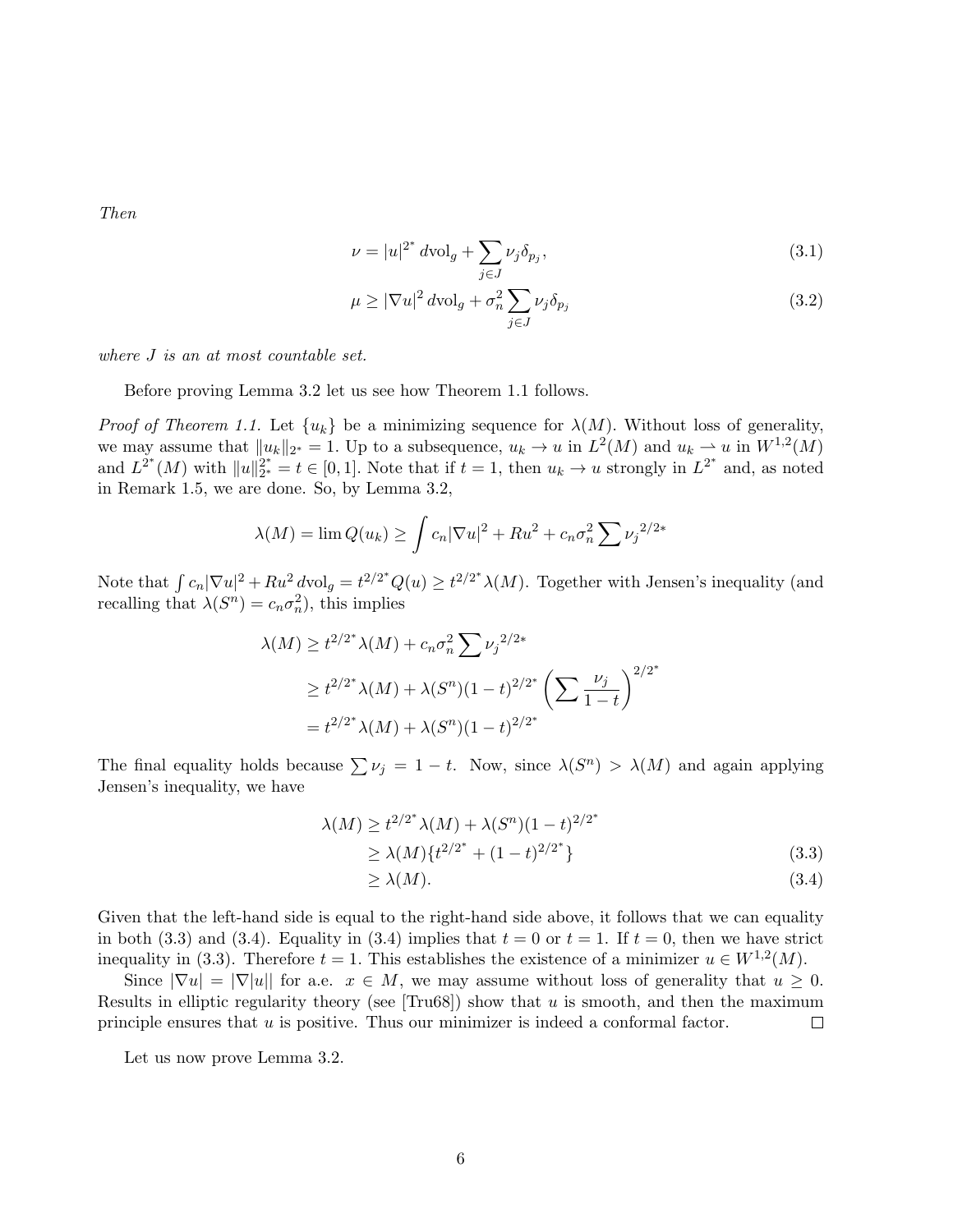*Then*

$$\nu = |u|^{2^*}\, d\text{vol}_g + \sum_{j \in J} \nu_j \delta_{p_j}, \tag{3.1}$$

$$\mu \geq |\nabla u|^2\, d\text{vol}_g + \sigma_n^2 \sum_{j \in J} \nu_j \delta_{p_j} \tag{3.2}$$

*where $J$ is an at most countable set.*

Before proving Lemma 3.2 let us see how Theorem 1.1 follows.

*Proof of Theorem 1.1.* Let $\{u_k\}$ be a minimizing sequence for $\lambda(M)$. Without loss of generality, we may assume that $\|u_k\|_{2^*} = 1$. Up to a subsequence, $u_k \to u$ in $L^2(M)$ and $u_k \rightharpoonup u$ in $W^{1,2}(M)$ and $L^{2^*}(M)$ with $\|u\|_{2^*}^{2^*} = t \in [0,1]$. Note that if $t = 1$, then $u_k \to u$ strongly in $L^{2^*}$ and, as noted in Remark 1.5, we are done. So, by Lemma 3.2,

$$\lambda(M) = \lim Q(u_k) \geq \int c_n |\nabla u|^2 + Ru^2 + c_n \sigma_n^2 \sum {\nu_j}^{2/2*}$$

Note that $\int c_n |\nabla u|^2 + Ru^2\, d\text{vol}_g = t^{2/2^*} Q(u) \geq t^{2/2^*} \lambda(M)$. Together with Jensen's inequality (and recalling that $\lambda(S^n) = c_n \sigma_n^2$), this implies

$$\begin{aligned}
\lambda(M) &\geq t^{2/2^*} \lambda(M) + c_n \sigma_n^2 \sum {\nu_j}^{2/2*} \\
&\geq t^{2/2^*} \lambda(M) + \lambda(S^n)(1-t)^{2/2^*} \left( \sum \frac{\nu_j}{1-t} \right)^{2/2^*} \\
&= t^{2/2^*} \lambda(M) + \lambda(S^n)(1-t)^{2/2^*}
\end{aligned}$$

The final equality holds because $\sum \nu_j = 1 - t$. Now, since $\lambda(S^n) > \lambda(M)$ and again applying Jensen's inequality, we have

$$\begin{aligned}
\lambda(M) &\geq t^{2/2^*} \lambda(M) + \lambda(S^n)(1-t)^{2/2^*} \\
&\geq \lambda(M)\{t^{2/2^*} + (1-t)^{2/2^*}\} \qquad (3.3) \\
&\geq \lambda(M). \qquad (3.4)
\end{aligned}$$

Given that the left-hand side is equal to the right-hand side above, it follows that we can equality in both (3.3) and (3.4). Equality in (3.4) implies that $t = 0$ or $t = 1$. If $t = 0$, then we have strict inequality in (3.3). Therefore $t = 1$. This establishes the existence of a minimizer $u \in W^{1,2}(M)$.

Since $|\nabla u| = |\nabla |u||$ for a.e. $x \in M$, we may assume without loss of generality that $u \geq 0$. Results in elliptic regularity theory (see [Tru68]) show that $u$ is smooth, and then the maximum principle ensures that $u$ is positive. Thus our minimizer is indeed a conformal factor. $\square$

Let us now prove Lemma 3.2.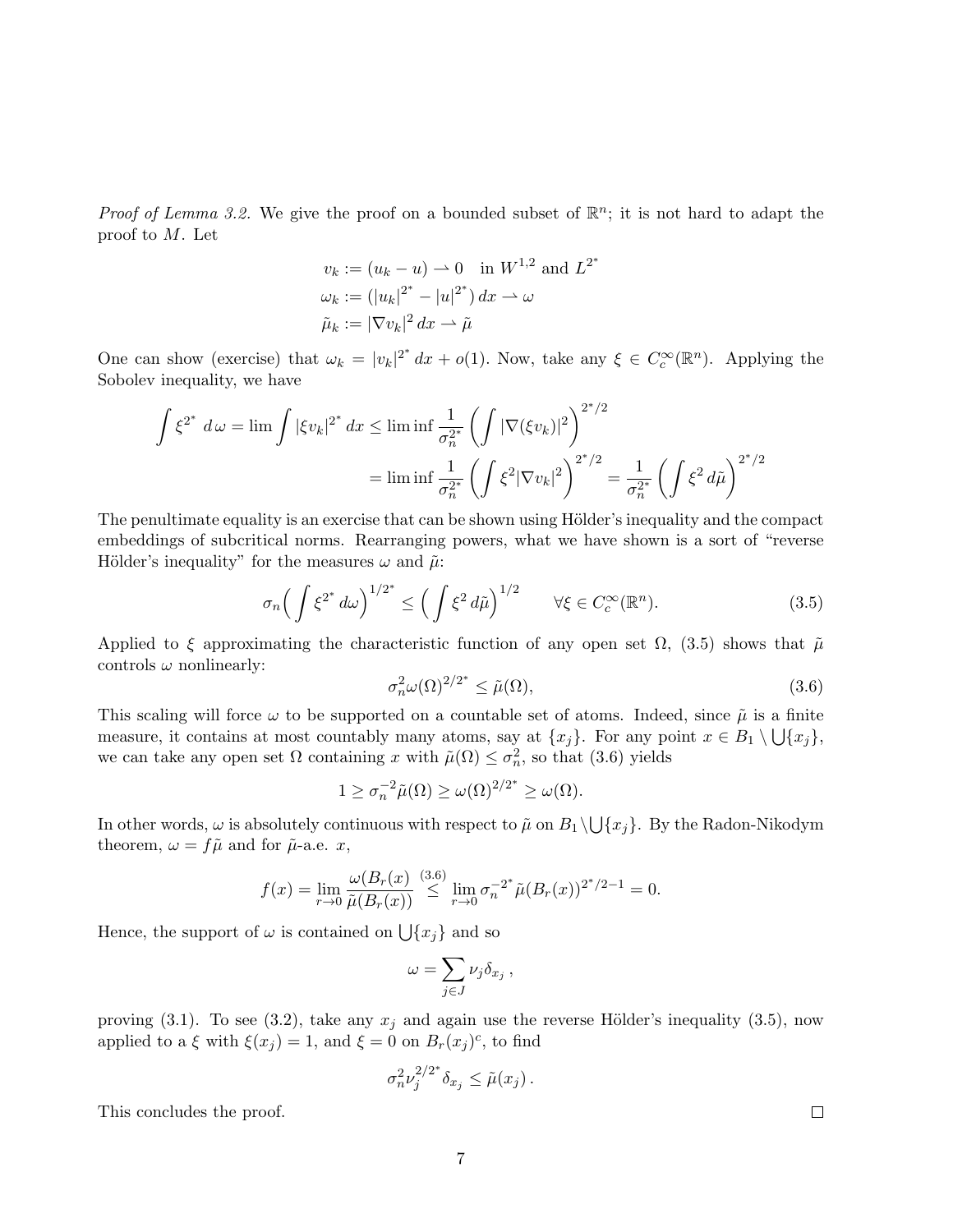*Proof of Lemma 3.2.* We give the proof on a bounded subset of $\mathbb{R}^n$; it is not hard to adapt the proof to $M$. Let

$$
\begin{aligned}
v_k &:= (u_k - u) \rightharpoonup 0 \quad \text{in } W^{1,2} \text{ and } L^{2^*} \\
\omega_k &:= (|u_k|^{2^*} - |u|^{2^*})\, dx \rightharpoonup \omega \\
\tilde{\mu}_k &:= |\nabla v_k|^2\, dx \rightharpoonup \tilde{\mu}
\end{aligned}
$$

One can show (exercise) that $\omega_k = |v_k|^{2^*}\, dx + o(1)$. Now, take any $\xi \in C_c^\infty(\mathbb{R}^n)$. Applying the Sobolev inequality, we have

$$
\begin{aligned}
\int \xi^{2^*}\, d\,\omega = \lim \int |\xi v_k|^{2^*}\, dx &\leq \liminf \frac{1}{\sigma_n^{2^*}} \left( \int |\nabla(\xi v_k)|^2 \right)^{2^*/2} \\
&= \liminf \frac{1}{\sigma_n^{2^*}} \left( \int \xi^2 |\nabla v_k|^2 \right)^{2^*/2} = \frac{1}{\sigma_n^{2^*}} \left( \int \xi^2\, d\tilde{\mu} \right)^{2^*/2}
\end{aligned}
$$

The penultimate equality is an exercise that can be shown using Hölder's inequality and the compact embeddings of subcritical norms. Rearranging powers, what we have shown is a sort of "reverse Hölder's inequality" for the measures $\omega$ and $\tilde{\mu}$:

$$
\sigma_n \Big( \int \xi^{2^*}\, d\omega \Big)^{1/2^*} \leq \Big( \int \xi^2\, d\tilde{\mu} \Big)^{1/2} \qquad \forall \xi \in C_c^\infty(\mathbb{R}^n). \tag{3.5}
$$

Applied to $\xi$ approximating the characteristic function of any open set $\Omega$, (3.5) shows that $\tilde{\mu}$ controls $\omega$ nonlinearly:

$$
\sigma_n^2 \omega(\Omega)^{2/2^*} \leq \tilde{\mu}(\Omega), \tag{3.6}
$$

This scaling will force $\omega$ to be supported on a countable set of atoms. Indeed, since $\tilde{\mu}$ is a finite measure, it contains at most countably many atoms, say at $\{x_j\}$. For any point $x \in B_1 \setminus \bigcup\{x_j\}$, we can take any open set $\Omega$ containing $x$ with $\tilde{\mu}(\Omega) \leq \sigma_n^2$, so that (3.6) yields

$$
1 \geq \sigma_n^{-2} \tilde{\mu}(\Omega) \geq \omega(\Omega)^{2/2^*} \geq \omega(\Omega).
$$

In other words, $\omega$ is absolutely continuous with respect to $\tilde{\mu}$ on $B_1 \setminus \bigcup\{x_j\}$. By the Radon-Nikodym theorem, $\omega = f\tilde{\mu}$ and for $\tilde{\mu}$-a.e. $x$,

$$
f(x) = \lim_{r\to 0} \frac{\omega(B_r(x))}{\tilde{\mu}(B_r(x))} \overset{(3.6)}{\leq} \lim_{r\to 0} \sigma_n^{-2^*} \tilde{\mu}(B_r(x))^{2^*/2-1} = 0.
$$

Hence, the support of $\omega$ is contained on $\bigcup\{x_j\}$ and so

$$
\omega = \sum_{j\in J} \nu_j \delta_{x_j}\,,
$$

proving (3.1). To see (3.2), take any $x_j$ and again use the reverse Hölder's inequality (3.5), now applied to a $\xi$ with $\xi(x_j) = 1$, and $\xi = 0$ on $B_r(x_j)^c$, to find

$$
\sigma_n^2 \nu_j^{2/2^*} \delta_{x_j} \leq \tilde{\mu}(x_j)\,.
$$

This concludes the proof. $\square$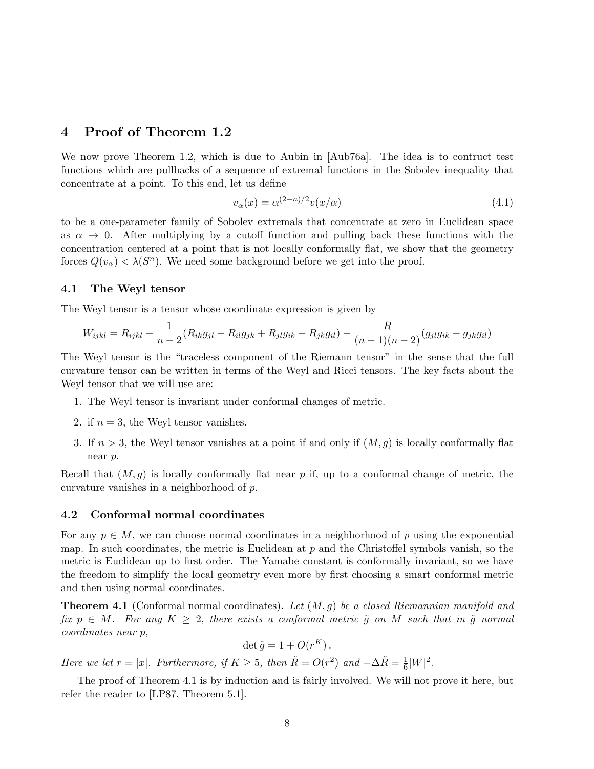# 4 Proof of Theorem 1.2

We now prove Theorem 1.2, which is due to Aubin in [Aub76a]. The idea is to contruct test functions which are pullbacks of a sequence of extremal functions in the Sobolev inequality that concentrate at a point. To this end, let us define

$$v_\alpha(x) = \alpha^{(2-n)/2} v(x/\alpha) \tag{4.1}$$

to be a one-parameter family of Sobolev extremals that concentrate at zero in Euclidean space as $\alpha \to 0$. After multiplying by a cutoff function and pulling back these functions with the concentration centered at a point that is not locally conformally flat, we show that the geometry forces $Q(v_\alpha) < \lambda(S^n)$. We need some background before we get into the proof.

## 4.1 The Weyl tensor

The Weyl tensor is a tensor whose coordinate expression is given by

$$W_{ijkl} = R_{ijkl} - \frac{1}{n-2}(R_{ik}g_{jl} - R_{il}g_{jk} + R_{jl}g_{ik} - R_{jk}g_{il}) - \frac{R}{(n-1)(n-2)}(g_{jl}g_{ik} - g_{jk}g_{il})$$

The Weyl tensor is the "traceless component of the Riemann tensor" in the sense that the full curvature tensor can be written in terms of the Weyl and Ricci tensors. The key facts about the Weyl tensor that we will use are:

1. The Weyl tensor is invariant under conformal changes of metric.
2. if $n = 3$, the Weyl tensor vanishes.
3. If $n > 3$, the Weyl tensor vanishes at a point if and only if $(M, g)$ is locally conformally flat near $p$.

Recall that $(M, g)$ is locally conformally flat near $p$ if, up to a conformal change of metric, the curvature vanishes in a neighborhood of $p$.

## 4.2 Conformal normal coordinates

For any $p \in M$, we can choose normal coordinates in a neighborhood of $p$ using the exponential map. In such coordinates, the metric is Euclidean at $p$ and the Christoffel symbols vanish, so the metric is Euclidean up to first order. The Yamabe constant is conformally invariant, so we have the freedom to simplify the local geometry even more by first choosing a smart conformal metric and then using normal coordinates.

**Theorem 4.1** (Conformal normal coordinates)**.** *Let $(M, g)$ be a closed Riemannian manifold and fix $p \in M$. For any $K \geq 2$, there exists a conformal metric $\tilde{g}$ on $M$ such that in $\tilde{g}$ normal coordinates near $p$,*

$$\det \tilde{g} = 1 + O(r^K).$$

*Here we let $r = |x|$. Furthermore, if $K \geq 5$, then $\tilde{R} = O(r^2)$ and $-\Delta \tilde{R} = \frac{1}{6}|W|^2$.*

The proof of Theorem 4.1 is by induction and is fairly involved. We will not prove it here, but refer the reader to [LP87, Theorem 5.1].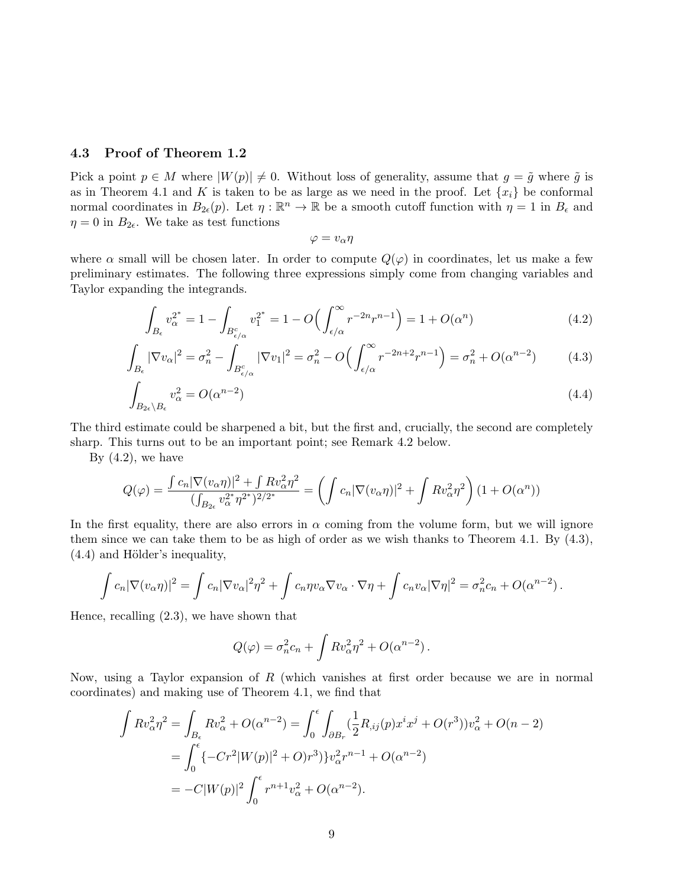### 4.3 Proof of Theorem 1.2

Pick a point $p \in M$ where $|W(p)| \neq 0$. Without loss of generality, assume that $g = \tilde{g}$ where $\tilde{g}$ is as in Theorem 4.1 and $K$ is taken to be as large as we need in the proof. Let $\{x_i\}$ be conformal normal coordinates in $B_{2\epsilon}(p)$. Let $\eta : \mathbb{R}^n \to \mathbb{R}$ be a smooth cutoff function with $\eta = 1$ in $B_\epsilon$ and $\eta = 0$ in $B_{2\epsilon}$. We take as test functions

$$\varphi = v_\alpha \eta$$

where $\alpha$ small will be chosen later. In order to compute $Q(\varphi)$ in coordinates, let us make a few preliminary estimates. The following three expressions simply come from changing variables and Taylor expanding the integrands.

$$\int_{B_\epsilon} v_\alpha^{2^*} = 1 - \int_{B^c_{\epsilon/\alpha}} v_1^{2^*} = 1 - O\Big(\int_{\epsilon/\alpha}^\infty r^{-2n} r^{n-1}\Big) = 1 + O(\alpha^n) \tag{4.2}$$

$$\int_{B_\epsilon} |\nabla v_\alpha|^2 = \sigma_n^2 - \int_{B^c_{\epsilon/\alpha}} |\nabla v_1|^2 = \sigma_n^2 - O\Big(\int_{\epsilon/\alpha}^\infty r^{-2n+2} r^{n-1}\Big) = \sigma_n^2 + O(\alpha^{n-2}) \tag{4.3}$$

$$\int_{B_{2\epsilon}\setminus B_\epsilon} v_\alpha^2 = O(\alpha^{n-2}) \tag{4.4}$$

The third estimate could be sharpened a bit, but the first and, crucially, the second are completely sharp. This turns out to be an important point; see Remark 4.2 below.

By (4.2), we have

$$Q(\varphi) = \frac{\int c_n |\nabla(v_\alpha \eta)|^2 + \int R v_\alpha^2 \eta^2}{(\int_{B_{2\epsilon}} v_\alpha^{2^*} \eta^{2^*})^{2/2^*}} = \left(\int c_n |\nabla(v_\alpha \eta)|^2 + \int R v_\alpha^2 \eta^2\right)(1 + O(\alpha^n))$$

In the first equality, there are also errors in $\alpha$ coming from the volume form, but we will ignore them since we can take them to be as high of order as we wish thanks to Theorem 4.1. By (4.3), (4.4) and Hölder's inequality,

$$\int c_n |\nabla(v_\alpha \eta)|^2 = \int c_n |\nabla v_\alpha|^2 \eta^2 + \int c_n \eta v_\alpha \nabla v_\alpha \cdot \nabla \eta + \int c_n v_\alpha |\nabla \eta|^2 = \sigma_n^2 c_n + O(\alpha^{n-2}).$$

Hence, recalling (2.3), we have shown that

$$Q(\varphi) = \sigma_n^2 c_n + \int R v_\alpha^2 \eta^2 + O(\alpha^{n-2}).$$

Now, using a Taylor expansion of $R$ (which vanishes at first order because we are in normal coordinates) and making use of Theorem 4.1, we find that

$$\begin{aligned}
\int R v_\alpha^2 \eta^2 &= \int_{B_\epsilon} R v_\alpha^2 + O(\alpha^{n-2}) = \int_0^\epsilon \int_{\partial B_r} (\frac{1}{2} R_{,ij}(p) x^i x^j + O(r^3)) v_\alpha^2 + O(n-2) \\
&= \int_0^\epsilon \{-C r^2 |W(p)|^2 + O) r^3)\} v_\alpha^2 r^{n-1} + O(\alpha^{n-2}) \\
&= -C |W(p)|^2 \int_0^\epsilon r^{n+1} v_\alpha^2 + O(\alpha^{n-2}).
\end{aligned}$$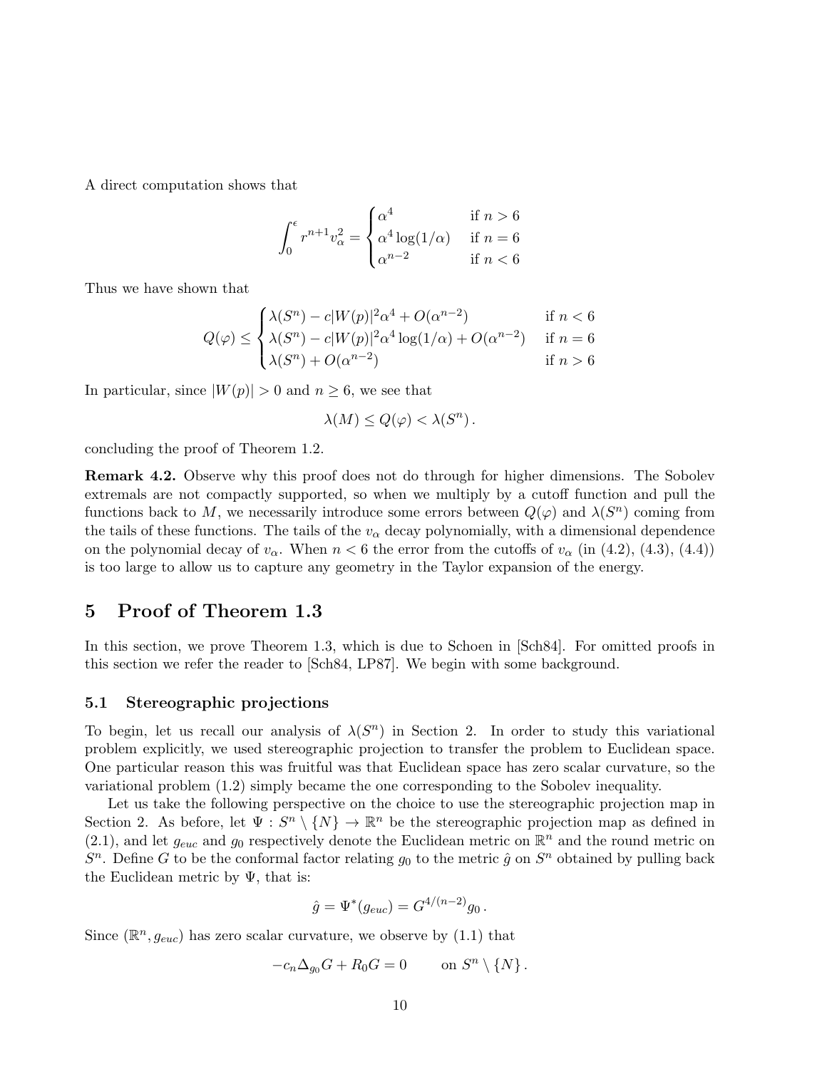A direct computation shows that

$$\int_0^\epsilon r^{n+1} v_\alpha^2 = \begin{cases} \alpha^4 & \text{if } n > 6 \\ \alpha^4 \log(1/\alpha) & \text{if } n = 6 \\ \alpha^{n-2} & \text{if } n < 6 \end{cases}$$

Thus we have shown that

$$Q(\varphi) \le \begin{cases} \lambda(S^n) - c|W(p)|^2\alpha^4 + O(\alpha^{n-2}) & \text{if } n < 6 \\ \lambda(S^n) - c|W(p)|^2\alpha^4 \log(1/\alpha) + O(\alpha^{n-2}) & \text{if } n = 6 \\ \lambda(S^n) + O(\alpha^{n-2}) & \text{if } n > 6 \end{cases}$$

In particular, since $|W(p)| > 0$ and $n \ge 6$, we see that

$$\lambda(M) \le Q(\varphi) < \lambda(S^n)\,.$$

concluding the proof of Theorem 1.2.

**Remark 4.2.** Observe why this proof does not do through for higher dimensions. The Sobolev extremals are not compactly supported, so when we multiply by a cutoff function and pull the functions back to $M$, we necessarily introduce some errors between $Q(\varphi)$ and $\lambda(S^n)$ coming from the tails of these functions. The tails of the $v_\alpha$ decay polynomially, with a dimensional dependence on the polynomial decay of $v_\alpha$. When $n < 6$ the error from the cutoffs of $v_\alpha$ (in (4.2), (4.3), (4.4)) is too large to allow us to capture any geometry in the Taylor expansion of the energy.

# 5 Proof of Theorem 1.3

In this section, we prove Theorem 1.3, which is due to Schoen in [Sch84]. For omitted proofs in this section we refer the reader to [Sch84, LP87]. We begin with some background.

## 5.1 Stereographic projections

To begin, let us recall our analysis of $\lambda(S^n)$ in Section 2. In order to study this variational problem explicitly, we used stereographic projection to transfer the problem to Euclidean space. One particular reason this was fruitful was that Euclidean space has zero scalar curvature, so the variational problem (1.2) simply became the one corresponding to the Sobolev inequality.

Let us take the following perspective on the choice to use the stereographic projection map in Section 2. As before, let $\Psi : S^n \setminus \{N\} \to \mathbb{R}^n$ be the stereographic projection map as defined in (2.1), and let $g_{euc}$ and $g_0$ respectively denote the Euclidean metric on $\mathbb{R}^n$ and the round metric on $S^n$. Define $G$ to be the conformal factor relating $g_0$ to the metric $\hat{g}$ on $S^n$ obtained by pulling back the Euclidean metric by $\Psi$, that is:

$$\hat{g} = \Psi^*(g_{euc}) = G^{4/(n-2)} g_0\,.$$

Since $(\mathbb{R}^n, g_{euc})$ has zero scalar curvature, we observe by (1.1) that

$$-c_n \Delta_{g_0} G + R_0 G = 0 \qquad \text{on } S^n \setminus \{N\}\,.$$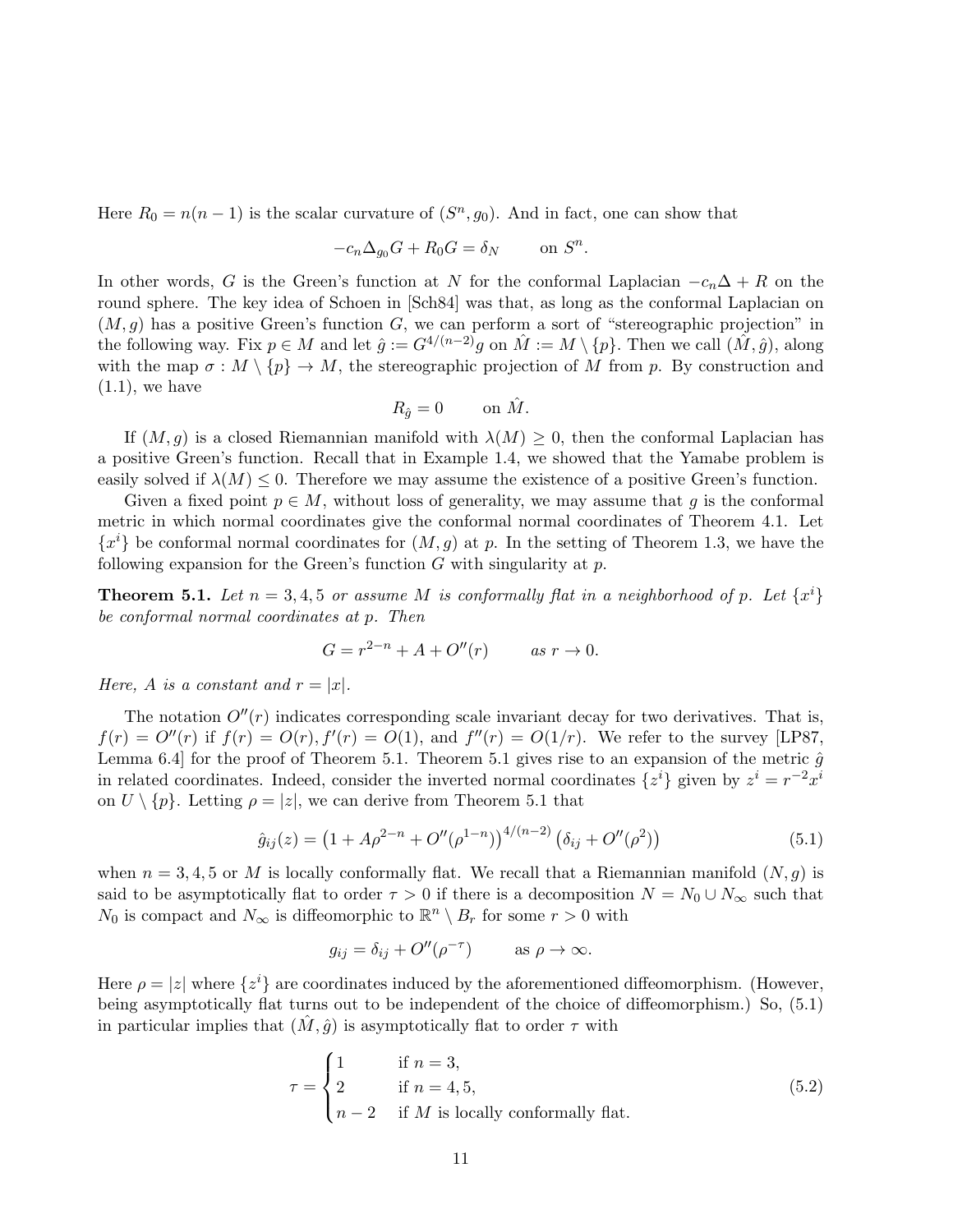Here $R_0 = n(n-1)$ is the scalar curvature of $(S^n, g_0)$. And in fact, one can show that

$$-c_n \Delta_{g_0} G + R_0 G = \delta_N \qquad \text{on } S^n.$$

In other words, $G$ is the Green's function at $N$ for the conformal Laplacian $-c_n\Delta + R$ on the round sphere. The key idea of Schoen in [Sch84] was that, as long as the conformal Laplacian on $(M, g)$ has a positive Green's function $G$, we can perform a sort of "stereographic projection" in the following way. Fix $p \in M$ and let $\hat{g} := G^{4/(n-2)} g$ on $\hat{M} := M \setminus \{p\}$. Then we call $(\hat{M}, \hat{g})$, along with the map $\sigma : M \setminus \{p\} \to M$, the stereographic projection of $M$ from $p$. By construction and (1.1), we have

$$R_{\hat{g}} = 0 \qquad \text{on } \hat{M}.$$

If $(M, g)$ is a closed Riemannian manifold with $\lambda(M) \geq 0$, then the conformal Laplacian has a positive Green's function. Recall that in Example 1.4, we showed that the Yamabe problem is easily solved if $\lambda(M) \leq 0$. Therefore we may assume the existence of a positive Green's function.

Given a fixed point $p \in M$, without loss of generality, we may assume that $g$ is the conformal metric in which normal coordinates give the conformal normal coordinates of Theorem 4.1. Let $\{x^i\}$ be conformal normal coordinates for $(M, g)$ at $p$. In the setting of Theorem 1.3, we have the following expansion for the Green's function $G$ with singularity at $p$.

**Theorem 5.1.** *Let $n = 3, 4, 5$ or assume $M$ is conformally flat in a neighborhood of $p$. Let $\{x^i\}$ be conformal normal coordinates at $p$. Then*

$$G = r^{2-n} + A + O''(r) \qquad \text{as } r \to 0.$$

*Here, $A$ is a constant and $r = |x|$.*

The notation $O''(r)$ indicates corresponding scale invariant decay for two derivatives. That is, $f(r) = O''(r)$ if $f(r) = O(r)$, $f'(r) = O(1)$, and $f''(r) = O(1/r)$. We refer to the survey [LP87, Lemma 6.4] for the proof of Theorem 5.1. Theorem 5.1 gives rise to an expansion of the metric $\hat{g}$ in related coordinates. Indeed, consider the inverted normal coordinates $\{z^i\}$ given by $z^i = r^{-2}x^i$ on $U \setminus \{p\}$. Letting $\rho = |z|$, we can derive from Theorem 5.1 that

$$\hat{g}_{ij}(z) = \left(1 + A\rho^{2-n} + O''(\rho^{1-n})\right)^{4/(n-2)} \left(\delta_{ij} + O''(\rho^2)\right) \tag{5.1}$$

when $n = 3, 4, 5$ or $M$ is locally conformally flat. We recall that a Riemannian manifold $(N, g)$ is said to be asymptotically flat to order $\tau > 0$ if there is a decomposition $N = N_0 \cup N_\infty$ such that $N_0$ is compact and $N_\infty$ is diffeomorphic to $\mathbb{R}^n \setminus B_r$ for some $r > 0$ with

$$g_{ij} = \delta_{ij} + O''(\rho^{-\tau}) \qquad \text{as } \rho \to \infty.$$

Here $\rho = |z|$ where $\{z^i\}$ are coordinates induced by the aforementioned diffeomorphism. (However, being asymptotically flat turns out to be independent of the choice of diffeomorphism.) So, (5.1) in particular implies that $(\hat{M}, \hat{g})$ is asymptotically flat to order $\tau$ with

$$\tau = \begin{cases} 1 & \text{if } n = 3, \\ 2 & \text{if } n = 4, 5, \\ n-2 & \text{if } M \text{ is locally conformally flat.} \end{cases} \tag{5.2}$$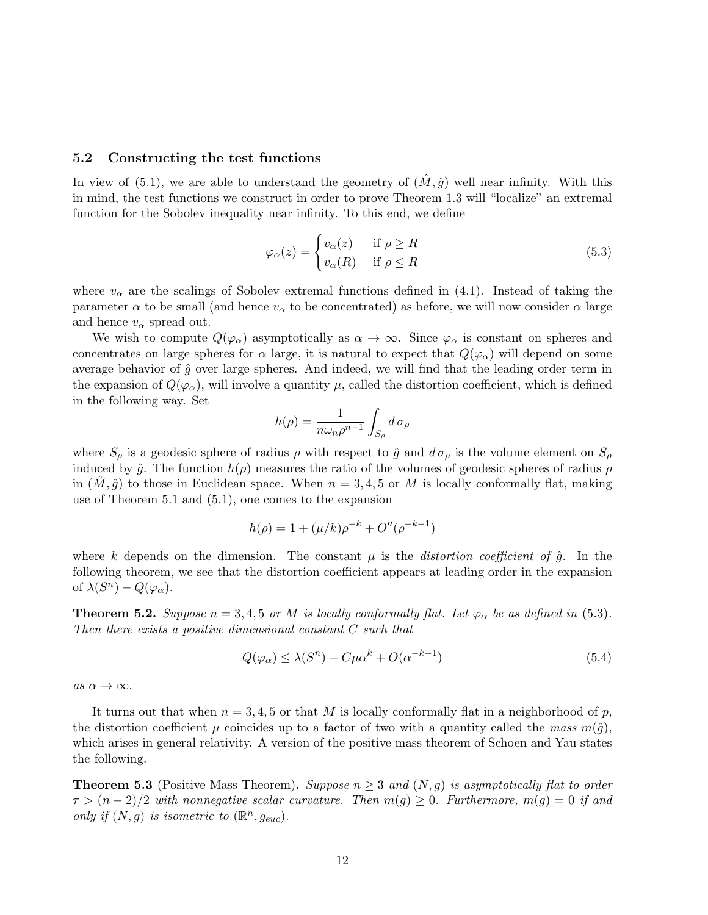## 5.2 Constructing the test functions

In view of (5.1), we are able to understand the geometry of $(\hat{M}, \hat{g})$ well near infinity. With this in mind, the test functions we construct in order to prove Theorem 1.3 will "localize" an extremal function for the Sobolev inequality near infinity. To this end, we define

$$
\varphi_\alpha(z) = \begin{cases} v_\alpha(z) & \text{if } \rho \geq R \\ v_\alpha(R) & \text{if } \rho \leq R \end{cases} \tag{5.3}
$$

where $v_\alpha$ are the scalings of Sobolev extremal functions defined in (4.1). Instead of taking the parameter $\alpha$ to be small (and hence $v_\alpha$ to be concentrated) as before, we will now consider $\alpha$ large and hence $v_\alpha$ spread out.

We wish to compute $Q(\varphi_\alpha)$ asymptotically as $\alpha \to \infty$. Since $\varphi_\alpha$ is constant on spheres and concentrates on large spheres for $\alpha$ large, it is natural to expect that $Q(\varphi_\alpha)$ will depend on some average behavior of $\hat{g}$ over large spheres. And indeed, we will find that the leading order term in the expansion of $Q(\varphi_\alpha)$, will involve a quantity $\mu$, called the distortion coefficient, which is defined in the following way. Set

$$
h(\rho) = \frac{1}{n\omega_n \rho^{n-1}} \int_{S_\rho} d\,\sigma_\rho
$$

where $S_\rho$ is a geodesic sphere of radius $\rho$ with respect to $\hat{g}$ and $d\,\sigma_\rho$ is the volume element on $S_\rho$ induced by $\hat{g}$. The function $h(\rho)$ measures the ratio of the volumes of geodesic spheres of radius $\rho$ in $(\hat{M}, \hat{g})$ to those in Euclidean space. When $n = 3, 4, 5$ or $M$ is locally conformally flat, making use of Theorem 5.1 and (5.1), one comes to the expansion

$$
h(\rho) = 1 + (\mu/k)\rho^{-k} + O''(\rho^{-k-1})
$$

where $k$ depends on the dimension. The constant $\mu$ is the *distortion coefficient of* $\hat{g}$. In the following theorem, we see that the distortion coefficient appears at leading order in the expansion of $\lambda(S^n) - Q(\varphi_\alpha)$.

**Theorem 5.2.** *Suppose $n = 3, 4, 5$ or $M$ is locally conformally flat. Let $\varphi_\alpha$ be as defined in (5.3). Then there exists a positive dimensional constant $C$ such that*

$$
Q(\varphi_\alpha) \leq \lambda(S^n) - C\mu\alpha^k + O(\alpha^{-k-1}) \tag{5.4}
$$

*as $\alpha \to \infty$.*

It turns out that when $n = 3, 4, 5$ or that $M$ is locally conformally flat in a neighborhood of $p$, the distortion coefficient $\mu$ coincides up to a factor of two with a quantity called the *mass* $m(\hat{g})$, which arises in general relativity. A version of the positive mass theorem of Schoen and Yau states the following.

**Theorem 5.3** (Positive Mass Theorem)**.** *Suppose $n \geq 3$ and $(N, g)$ is asymptotically flat to order $\tau > (n-2)/2$ with nonnegative scalar curvature. Then $m(g) \geq 0$. Furthermore, $m(g) = 0$ if and only if $(N, g)$ is isometric to $(\mathbb{R}^n, g_{euc})$.*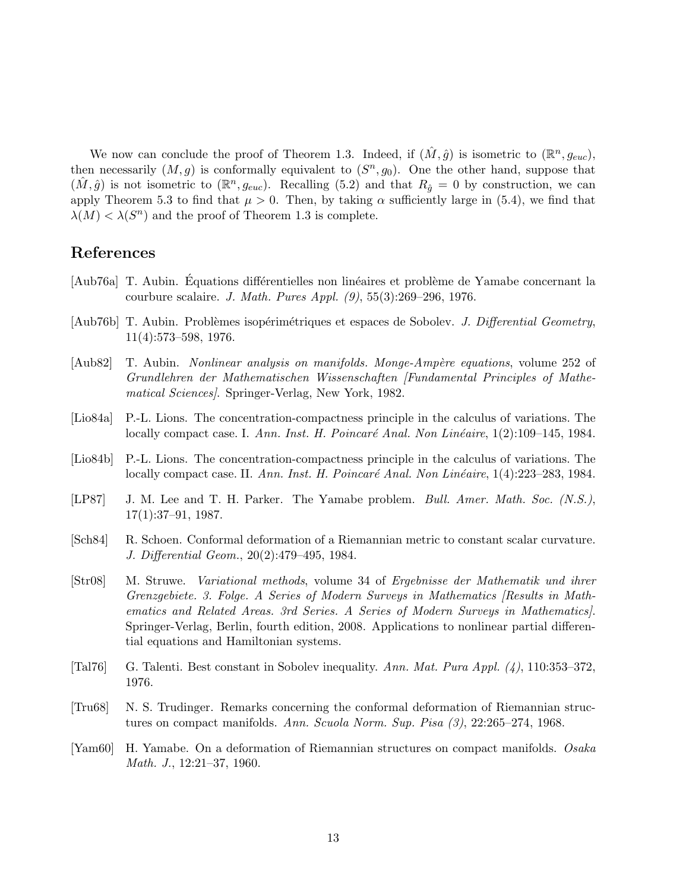We now can conclude the proof of Theorem 1.3. Indeed, if $(\hat{M}, \hat{g})$ is isometric to $(\mathbb{R}^n, g_{euc})$, then necessarily $(M, g)$ is conformally equivalent to $(S^n, g_0)$. One the other hand, suppose that $(\hat{M}, \hat{g})$ is not isometric to $(\mathbb{R}^n, g_{euc})$. Recalling (5.2) and that $R_{\hat{g}} = 0$ by construction, we can apply Theorem 5.3 to find that $\mu > 0$. Then, by taking $\alpha$ sufficiently large in (5.4), we find that $\lambda(M) < \lambda(S^n)$ and the proof of Theorem 1.3 is complete.

## References

[Aub76a] T. Aubin. Équations différentielles non linéaires et problème de Yamabe concernant la courbure scalaire. *J. Math. Pures Appl. (9)*, 55(3):269–296, 1976.

[Aub76b] T. Aubin. Problèmes isopérimétriques et espaces de Sobolev. *J. Differential Geometry*, 11(4):573–598, 1976.

[Aub82] T. Aubin. *Nonlinear analysis on manifolds. Monge-Ampère equations*, volume 252 of *Grundlehren der Mathematischen Wissenschaften [Fundamental Principles of Mathematical Sciences]*. Springer-Verlag, New York, 1982.

[Lio84a] P.-L. Lions. The concentration-compactness principle in the calculus of variations. The locally compact case. I. *Ann. Inst. H. Poincaré Anal. Non Linéaire*, 1(2):109–145, 1984.

[Lio84b] P.-L. Lions. The concentration-compactness principle in the calculus of variations. The locally compact case. II. *Ann. Inst. H. Poincaré Anal. Non Linéaire*, 1(4):223–283, 1984.

[LP87] J. M. Lee and T. H. Parker. The Yamabe problem. *Bull. Amer. Math. Soc. (N.S.)*, 17(1):37–91, 1987.

[Sch84] R. Schoen. Conformal deformation of a Riemannian metric to constant scalar curvature. *J. Differential Geom.*, 20(2):479–495, 1984.

[Str08] M. Struwe. *Variational methods*, volume 34 of *Ergebnisse der Mathematik und ihrer Grenzgebiete. 3. Folge. A Series of Modern Surveys in Mathematics [Results in Mathematics and Related Areas. 3rd Series. A Series of Modern Surveys in Mathematics]*. Springer-Verlag, Berlin, fourth edition, 2008. Applications to nonlinear partial differential equations and Hamiltonian systems.

[Tal76] G. Talenti. Best constant in Sobolev inequality. *Ann. Mat. Pura Appl. (4)*, 110:353–372, 1976.

[Tru68] N. S. Trudinger. Remarks concerning the conformal deformation of Riemannian structures on compact manifolds. *Ann. Scuola Norm. Sup. Pisa (3)*, 22:265–274, 1968.

[Yam60] H. Yamabe. On a deformation of Riemannian structures on compact manifolds. *Osaka Math. J.*, 12:21–37, 1960.